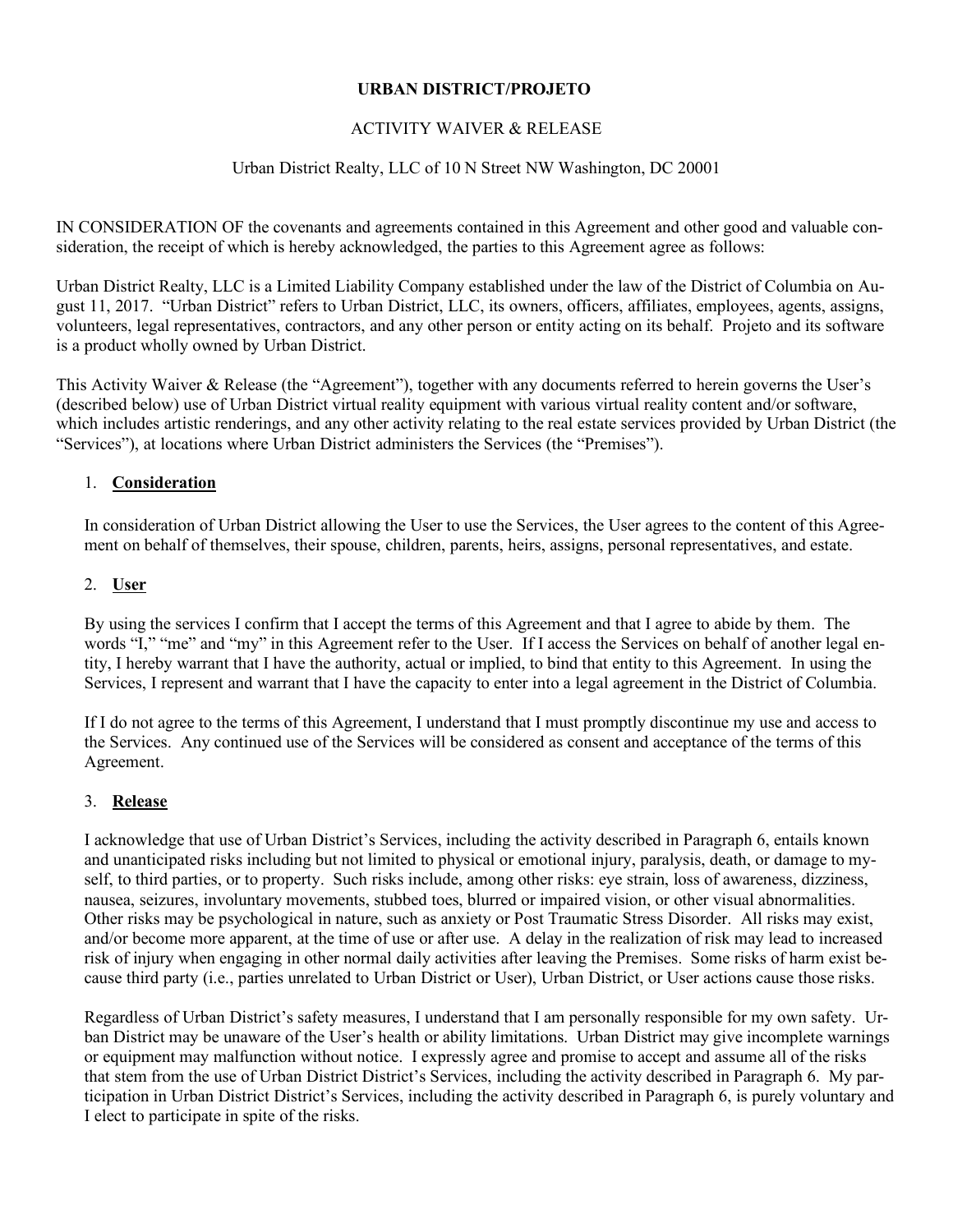**URBAN DISTRICT/PROJETO**

ACTIVITY WAIVER & RELEASE

Urban District Realty, LLC of 10 N Street NW Washington, DC 20001

IN CONSIDERATION OF the covenants and agreements contained in this Agreement and other good and valuable consideration, the receipt of which is hereby acknowledged, the parties to this Agreement agree as follows:

Urban District Realty, LLC is a Limited Liability Company established under the law of the District of Columbia on August 11, 2017. "Urban District" refers to Urban District, LLC, its owners, officers, affiliates, employees, agents, assigns, volunteers, legal representatives, contractors, and any other person or entity acting on its behalf. Projeto and its software is a product wholly owned by Urban District.

This Activity Waiver & Release (the "Agreement"), together with any documents referred to herein governs the User's (described below) use of Urban District virtual reality equipment with various virtual reality content and/or software, which includes artistic renderings, and any other activity relating to the real estate services provided by Urban District (the "Services"), at locations where Urban District administers the Services (the "Premises").

1. **Consideration**

   In consideration of Urban District allowing the User to use the Services, the User agrees to the content of this Agreement on behalf of themselves, their spouse, children, parents, heirs, assigns, personal representatives, and estate.

2. **User**

   By using the services I confirm that I accept the terms of this Agreement and that I agree to abide by them. The words "I," "me" and "my" in this Agreement refer to the User. If I access the Services on behalf of another legal entity, I hereby warrant that I have the authority, actual or implied, to bind that entity to this Agreement. In using the Services, I represent and warrant that I have the capacity to enter into a legal agreement in the District of Columbia.

   If I do not agree to the terms of this Agreement, I understand that I must promptly discontinue my use and access to the Services. Any continued use of the Services will be considered as consent and acceptance of the terms of this Agreement.

3. **Release**

   I acknowledge that use of Urban District's Services, including the activity described in Paragraph 6, entails known and unanticipated risks including but not limited to physical or emotional injury, paralysis, death, or damage to myself, to third parties, or to property. Such risks include, among other risks: eye strain, loss of awareness, dizziness, nausea, seizures, involuntary movements, stubbed toes, blurred or impaired vision, or other visual abnormalities. Other risks may be psychological in nature, such as anxiety or Post Traumatic Stress Disorder. All risks may exist, and/or become more apparent, at the time of use or after use. A delay in the realization of risk may lead to increased risk of injury when engaging in other normal daily activities after leaving the Premises. Some risks of harm exist because third party (i.e., parties unrelated to Urban District or User), Urban District, or User actions cause those risks.

   Regardless of Urban District's safety measures, I understand that I am personally responsible for my own safety. Urban District may be unaware of the User's health or ability limitations. Urban District may give incomplete warnings or equipment may malfunction without notice. I expressly agree and promise to accept and assume all of the risks that stem from the use of Urban District District's Services, including the activity described in Paragraph 6. My participation in Urban District District's Services, including the activity described in Paragraph 6, is purely voluntary and I elect to participate in spite of the risks.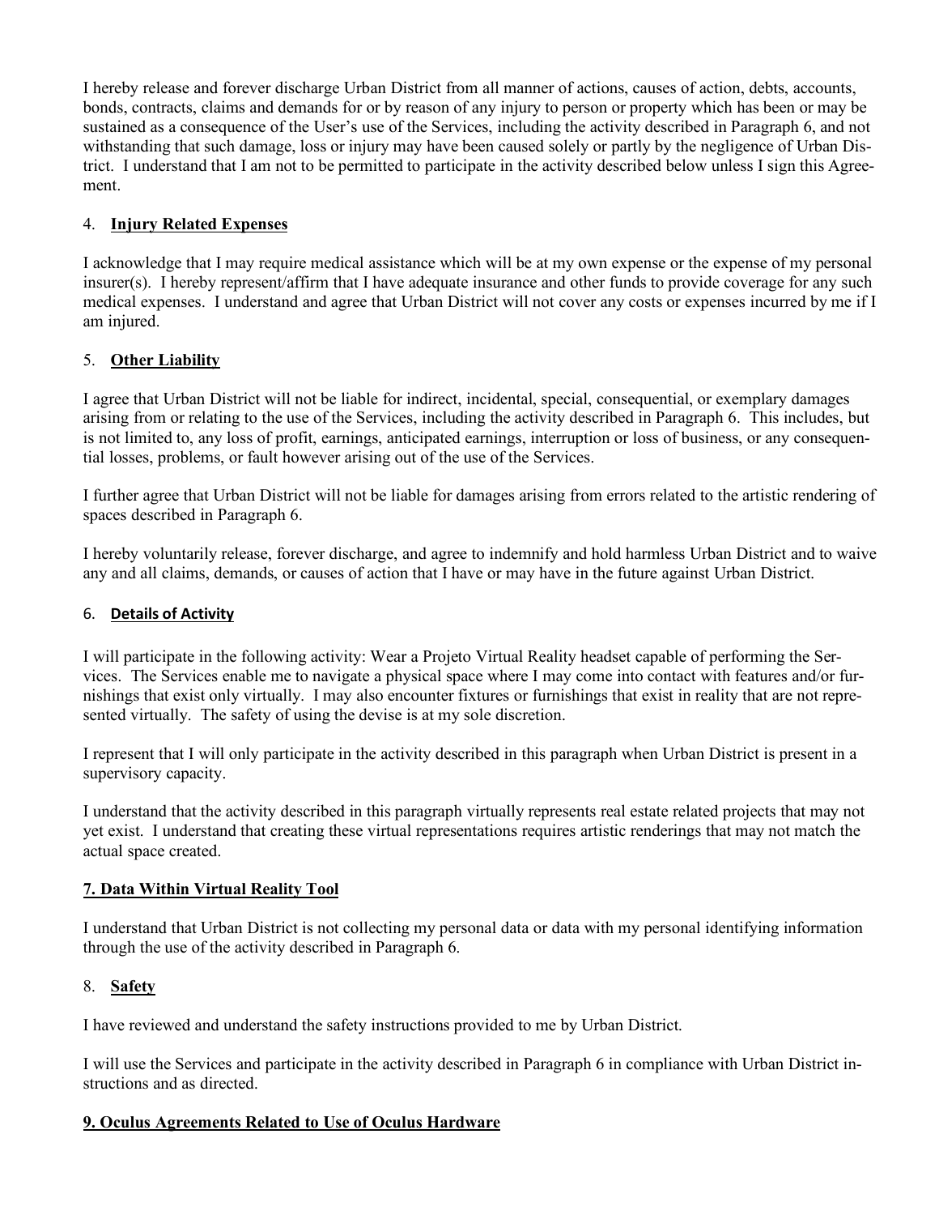I hereby release and forever discharge Urban District from all manner of actions, causes of action, debts, accounts, bonds, contracts, claims and demands for or by reason of any injury to person or property which has been or may be sustained as a consequence of the User's use of the Services, including the activity described in Paragraph 6, and not withstanding that such damage, loss or injury may have been caused solely or partly by the negligence of Urban District. I understand that I am not to be permitted to participate in the activity described below unless I sign this Agreement.

4. **Injury Related Expenses**

I acknowledge that I may require medical assistance which will be at my own expense or the expense of my personal insurer(s). I hereby represent/affirm that I have adequate insurance and other funds to provide coverage for any such medical expenses. I understand and agree that Urban District will not cover any costs or expenses incurred by me if I am injured.

5. **Other Liability**

I agree that Urban District will not be liable for indirect, incidental, special, consequential, or exemplary damages arising from or relating to the use of the Services, including the activity described in Paragraph 6. This includes, but is not limited to, any loss of profit, earnings, anticipated earnings, interruption or loss of business, or any consequential losses, problems, or fault however arising out of the use of the Services.

I further agree that Urban District will not be liable for damages arising from errors related to the artistic rendering of spaces described in Paragraph 6.

I hereby voluntarily release, forever discharge, and agree to indemnify and hold harmless Urban District and to waive any and all claims, demands, or causes of action that I have or may have in the future against Urban District.

6. **Details of Activity**

I will participate in the following activity: Wear a Projeto Virtual Reality headset capable of performing the Services. The Services enable me to navigate a physical space where I may come into contact with features and/or furnishings that exist only virtually. I may also encounter fixtures or furnishings that exist in reality that are not represented virtually. The safety of using the devise is at my sole discretion.

I represent that I will only participate in the activity described in this paragraph when Urban District is present in a supervisory capacity.

I understand that the activity described in this paragraph virtually represents real estate related projects that may not yet exist. I understand that creating these virtual representations requires artistic renderings that may not match the actual space created.

**7. Data Within Virtual Reality Tool**

I understand that Urban District is not collecting my personal data or data with my personal identifying information through the use of the activity described in Paragraph 6.

8. **Safety**

I have reviewed and understand the safety instructions provided to me by Urban District.

I will use the Services and participate in the activity described in Paragraph 6 in compliance with Urban District instructions and as directed.

**9. Oculus Agreements Related to Use of Oculus Hardware**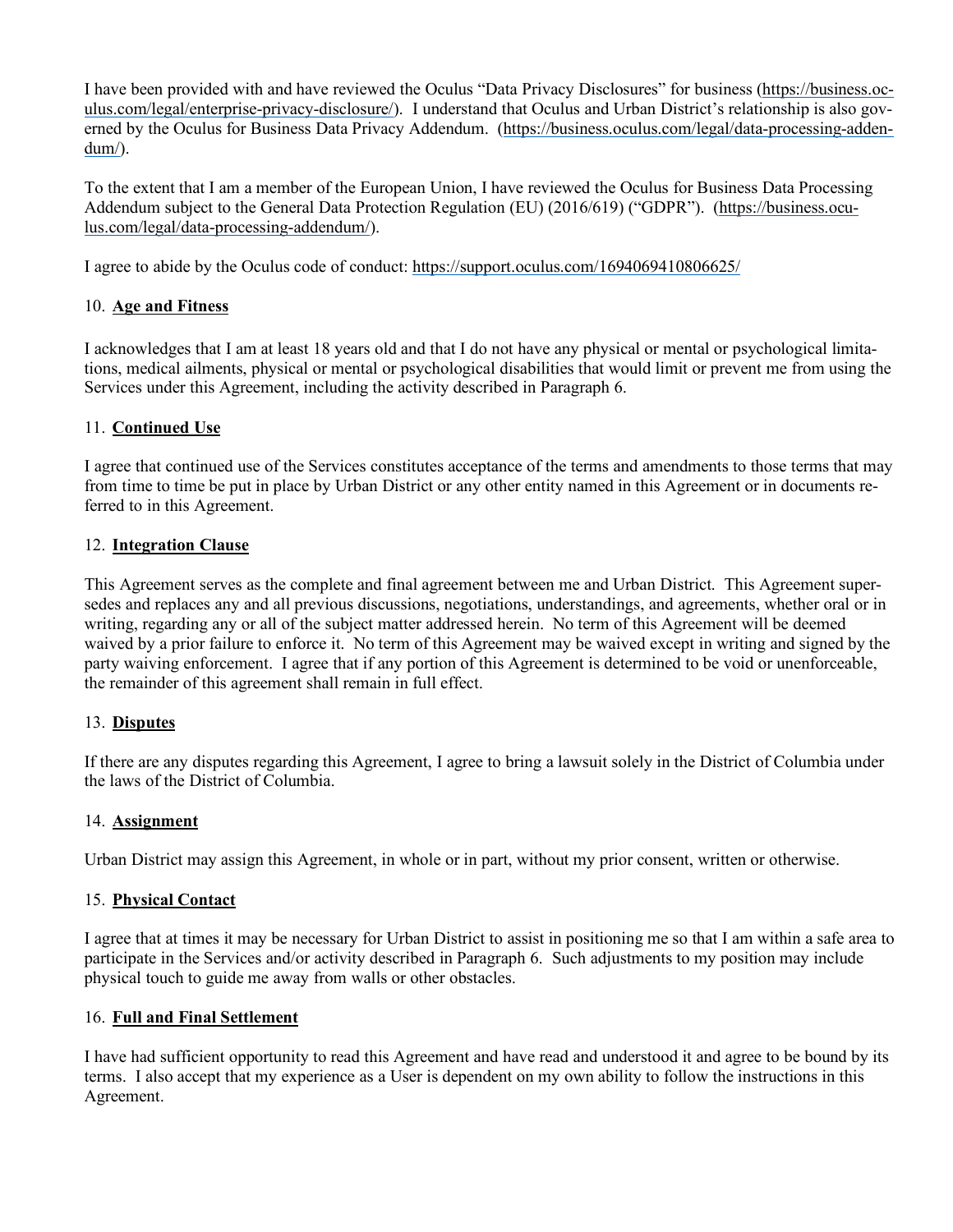I have been provided with and have reviewed the Oculus "Data Privacy Disclosures" for business (https://business.oculus.com/legal/enterprise-privacy-disclosure/). I understand that Oculus and Urban District's relationship is also governed by the Oculus for Business Data Privacy Addendum. (https://business.oculus.com/legal/data-processing-addendum/).

To the extent that I am a member of the European Union, I have reviewed the Oculus for Business Data Processing Addendum subject to the General Data Protection Regulation (EU) (2016/619) ("GDPR"). (https://business.oculus.com/legal/data-processing-addendum/).

I agree to abide by the Oculus code of conduct: https://support.oculus.com/1694069410806625/

10. **Age and Fitness**

I acknowledges that I am at least 18 years old and that I do not have any physical or mental or psychological limitations, medical ailments, physical or mental or psychological disabilities that would limit or prevent me from using the Services under this Agreement, including the activity described in Paragraph 6.

11. **Continued Use**

I agree that continued use of the Services constitutes acceptance of the terms and amendments to those terms that may from time to time be put in place by Urban District or any other entity named in this Agreement or in documents referred to in this Agreement.

12. **Integration Clause**

This Agreement serves as the complete and final agreement between me and Urban District. This Agreement supersedes and replaces any and all previous discussions, negotiations, understandings, and agreements, whether oral or in writing, regarding any or all of the subject matter addressed herein. No term of this Agreement will be deemed waived by a prior failure to enforce it. No term of this Agreement may be waived except in writing and signed by the party waiving enforcement. I agree that if any portion of this Agreement is determined to be void or unenforceable, the remainder of this agreement shall remain in full effect.

13. **Disputes**

If there are any disputes regarding this Agreement, I agree to bring a lawsuit solely in the District of Columbia under the laws of the District of Columbia.

14. **Assignment**

Urban District may assign this Agreement, in whole or in part, without my prior consent, written or otherwise.

15. **Physical Contact**

I agree that at times it may be necessary for Urban District to assist in positioning me so that I am within a safe area to participate in the Services and/or activity described in Paragraph 6. Such adjustments to my position may include physical touch to guide me away from walls or other obstacles.

16. **Full and Final Settlement**

I have had sufficient opportunity to read this Agreement and have read and understood it and agree to be bound by its terms. I also accept that my experience as a User is dependent on my own ability to follow the instructions in this Agreement.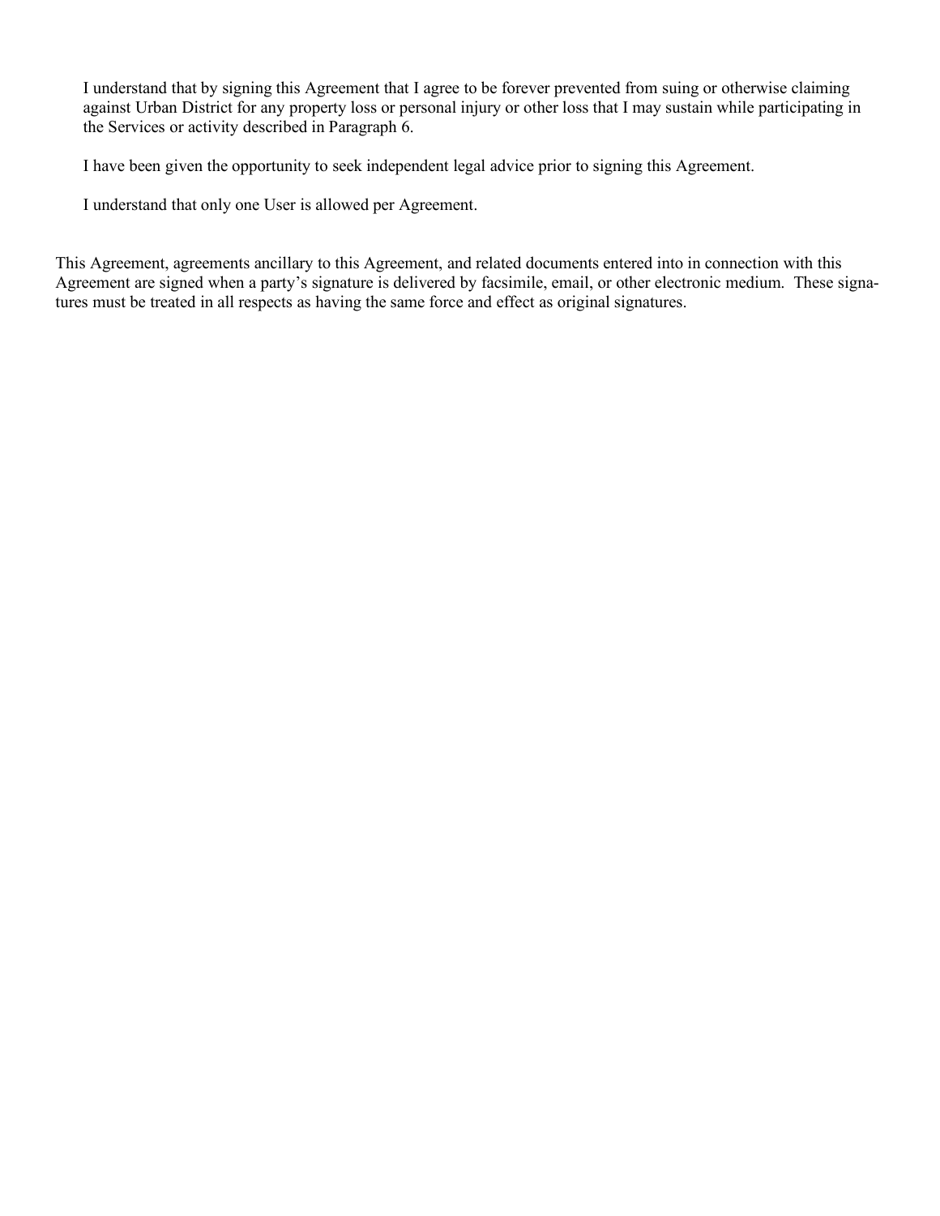I understand that by signing this Agreement that I agree to be forever prevented from suing or otherwise claiming against Urban District for any property loss or personal injury or other loss that I may sustain while participating in the Services or activity described in Paragraph 6.

I have been given the opportunity to seek independent legal advice prior to signing this Agreement.

I understand that only one User is allowed per Agreement.

This Agreement, agreements ancillary to this Agreement, and related documents entered into in connection with this Agreement are signed when a party's signature is delivered by facsimile, email, or other electronic medium. These signatures must be treated in all respects as having the same force and effect as original signatures.